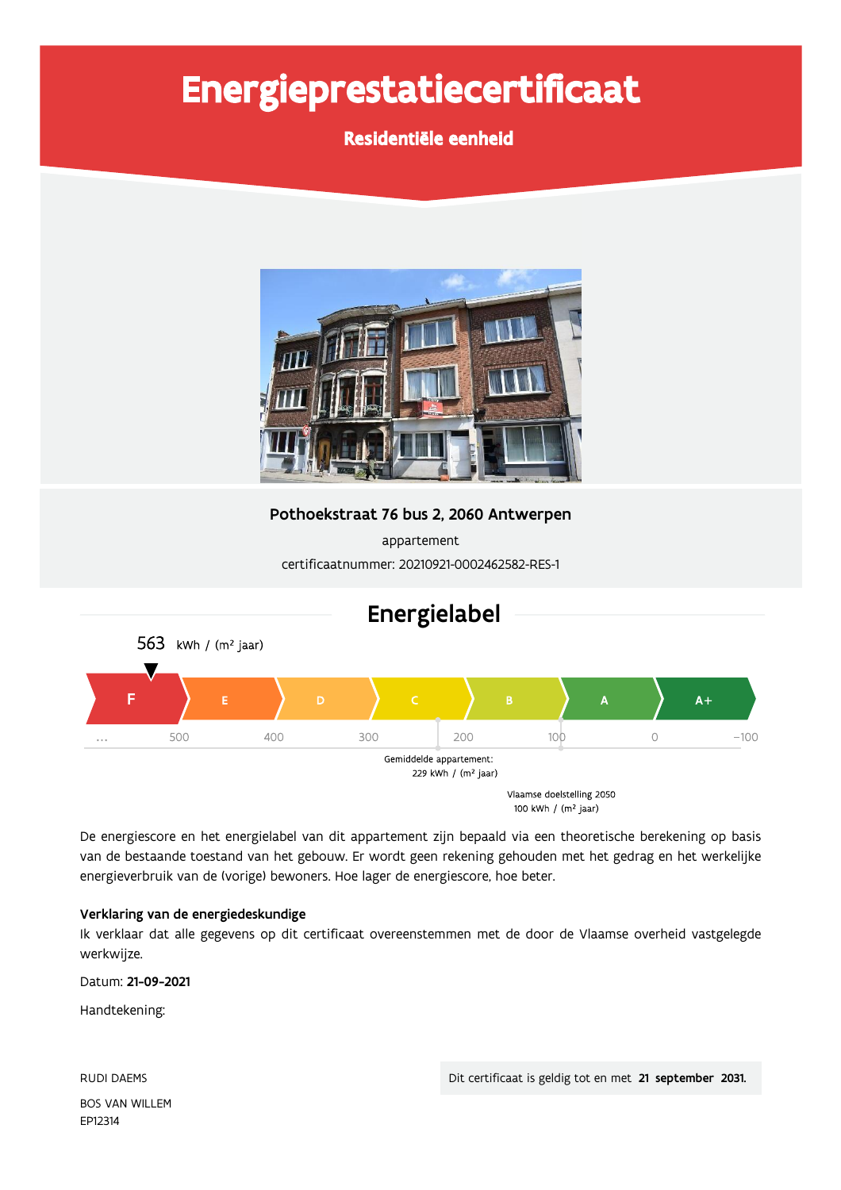# Energieprestatiecertificaat

**Residentiële eenheid**

**Pothoekstraat 76 bus 2, 2060 Antwerpen**

appartement

certificaatnummer: 20210921-0002462582-RES-1

## Energielabel

563 kWh / (m² jaar)

F | E | D | C | B | A | A+

... 500 400 300 200 100 0 -100

Gemiddelde appartement: 229 kWh / (m² jaar)

Vlaamse doelstelling 2050 100 kWh / (m² jaar)

De energiescore en het energielabel van dit appartement zijn bepaald via een theoretische berekening op basis van de bestaande toestand van het gebouw. Er wordt geen rekening gehouden met het gedrag en het werkelijke energieverbruik van de (vorige) bewoners. Hoe lager de energiescore, hoe beter.

**Verklaring van de energiedeskundige**

Ik verklaar dat alle gegevens op dit certificaat overeenstemmen met de door de Vlaamse overheid vastgelegde werkwijze.

Datum: **21-09-2021**

Handtekening:

RUDI DAEMS

BOS VAN WILLEM

EP12314

Dit certificaat is geldig tot en met **21 september 2031.**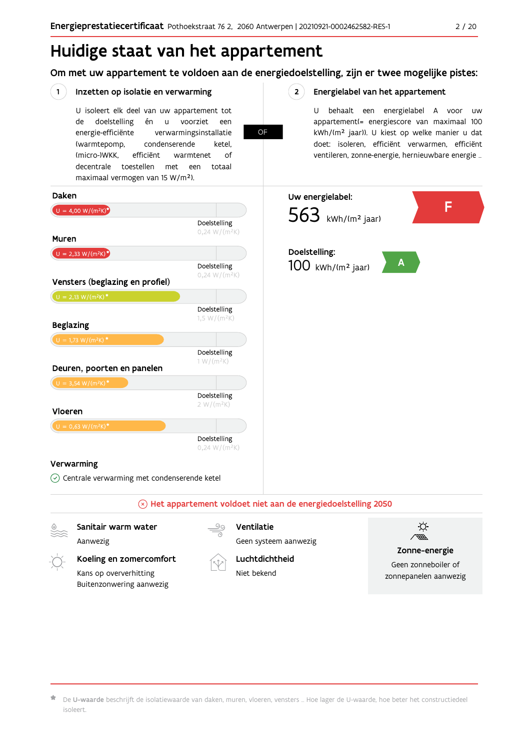# Huidige staat van het appartement

## Om met uw appartement te voldoen aan de energiedoelstelling, zijn er twee mogelijke pistes:

### 1 Inzetten op isolatie en verwarming

U isoleert elk deel van uw appartement tot de doelstelling én u voorziet een energie-efficiënte verwarmingsinstallatie (warmtepomp, condenserende ketel, (micro-)WKK, efficiënt warmtenet of decentrale toestellen met een totaal maximaal vermogen van 15 W/m²).

OF

### 2 Energielabel van het appartement

U behaalt een energielabel A voor uw appartement(= energiescore van maximaal 100 kWh/(m² jaar)). U kiest op welke manier u dat doet: isoleren, efficiënt verwarmen, efficiënt ventileren, zonne-energie, hernieuwbare energie ...

**Daken**

U = 4,00 W/(m²K)*

Doelstelling 0,24 W/(m²K)

**Muren**

U = 2,33 W/(m²K)*

Doelstelling 0,24 W/(m²K)

**Vensters (beglazing en profiel)**

U = 2,13 W/(m²K)*

Doelstelling 1,5 W/(m²K)

**Beglazing**

U = 1,73 W/(m²K)*

Doelstelling 1 W/(m²K)

**Deuren, poorten en panelen**

U = 3,54 W/(m²K)*

Doelstelling 2 W/(m²K)

**Vloeren**

U = 0,63 W/(m²K)*

Doelstelling 0,24 W/(m²K)

**Verwarming**

Centrale verwarming met condenserende ketel

**Uw energielabel:**

563 kWh/(m² jaar) — **F**

**Doelstelling:**

100 kWh/(m² jaar) — **A**

**Het appartement voldoet niet aan de energiedoelstelling 2050**

**Sanitair warm water**

Aanwezig

**Koeling en zomercomfort**

Kans op oververhitting
Buitenzonwering aanwezig

**Ventilatie**

Geen systeem aanwezig

**Luchtdichtheid**

Niet bekend

**Zonne-energie**

Geen zonneboiler of zonnepanelen aanwezig

* De **U-waarde** beschrijft de isolatiewaarde van daken, muren, vloeren, vensters ... Hoe lager de U-waarde, hoe beter het constructiedeel isoleert.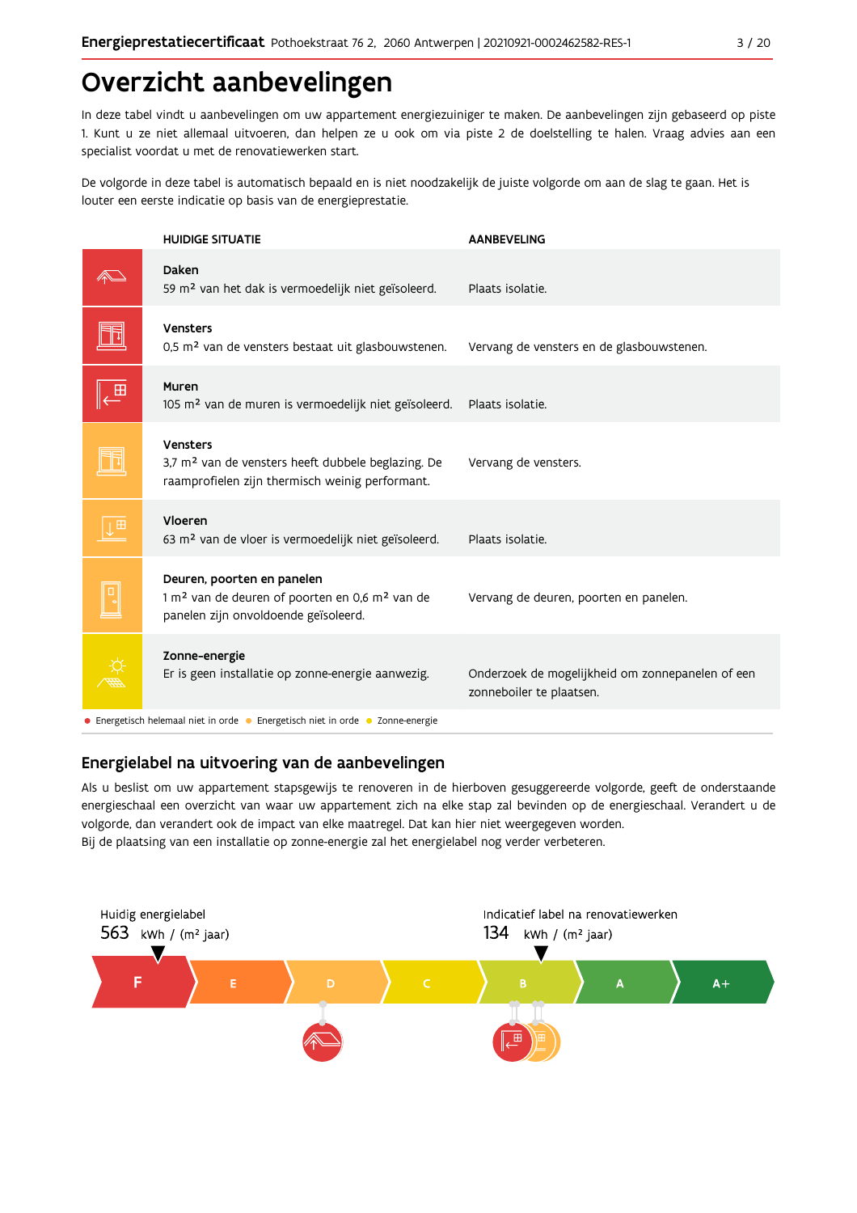# Overzicht aanbevelingen

In deze tabel vindt u aanbevelingen om uw appartement energiezuiniger te maken. De aanbevelingen zijn gebaseerd op piste 1. Kunt u ze niet allemaal uitvoeren, dan helpen ze u ook om via piste 2 de doelstelling te halen. Vraag advies aan een specialist voordat u met de renovatiewerken start.

De volgorde in deze tabel is automatisch bepaald en is niet noodzakelijk de juiste volgorde om aan de slag te gaan. Het is louter een eerste indicatie op basis van de energieprestatie.

| HUIDIGE SITUATIE | AANBEVELING |
|---|---|
| **Daken**<br>59 m² van het dak is vermoedelijk niet geïsoleerd. | Plaats isolatie. |
| **Vensters**<br>0,5 m² van de vensters bestaat uit glasbouwstenen. | Vervang de vensters en de glasbouwstenen. |
| **Muren**<br>105 m² van de muren is vermoedelijk niet geïsoleerd. | Plaats isolatie. |
| **Vensters**<br>3,7 m² van de vensters heeft dubbele beglazing. De raamprofielen zijn thermisch weinig performant. | Vervang de vensters. |
| **Vloeren**<br>63 m² van de vloer is vermoedelijk niet geïsoleerd. | Plaats isolatie. |
| **Deuren, poorten en panelen**<br>1 m² van de deuren of poorten en 0,6 m² van de panelen zijn onvoldoende geïsoleerd. | Vervang de deuren, poorten en panelen. |
| **Zonne-energie**<br>Er is geen installatie op zonne-energie aanwezig. | Onderzoek de mogelijkheid om zonnepanelen of een zonneboiler te plaatsen. |

● Energetisch helemaal niet in orde ● Energetisch niet in orde ● Zonne-energie

## Energielabel na uitvoering van de aanbevelingen

Als u beslist om uw appartement stapsgewijs te renoveren in de hierboven gesuggereerde volgorde, geeft de onderstaande energieschaal een overzicht van waar uw appartement zich na elke stap zal bevinden op de energieschaal. Verandert u de volgorde, dan verandert ook de impact van elke maatregel. Dat kan hier niet weergegeven worden.
Bij de plaatsing van een installatie op zonne-energie zal het energielabel nog verder verbeteren.

Huidig energielabel
563 kWh / (m² jaar)

Indicatief label na renovatiewerken
134 kWh / (m² jaar)

F | E | D | C | B | A | A+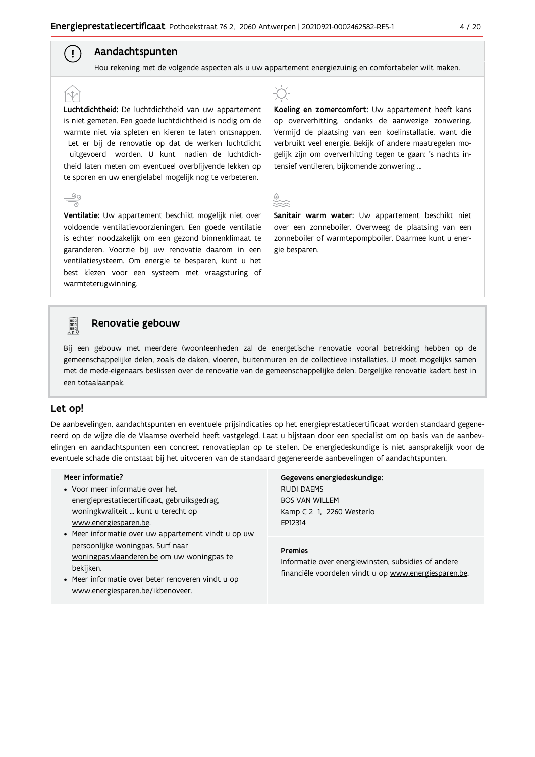## Aandachtspunten

Hou rekening met de volgende aspecten als u uw appartement energiezuinig en comfortabeler wilt maken.

**Luchtdichtheid:** De luchtdichtheid van uw appartement is niet gemeten. Een goede luchtdichtheid is nodig om de warmte niet via spleten en kieren te laten ontsnappen. Let er bij de renovatie op dat de werken luchtdicht uitgevoerd worden. U kunt nadien de luchtdichtheid laten meten om eventueel overblijvende lekken op te sporen en uw energielabel mogelijk nog te verbeteren.

**Ventilatie:** Uw appartement beschikt mogelijk niet over voldoende ventilatievoorzieningen. Een goede ventilatie is echter noodzakelijk om een gezond binnenklimaat te garanderen. Voorzie bij uw renovatie daarom in een ventilatiesysteem. Om energie te besparen, kunt u het best kiezen voor een systeem met vraagsturing of warmteterugwinning.

**Koeling en zomercomfort:** Uw appartement heeft kans op oververhitting, ondanks de aanwezige zonwering. Vermijd de plaatsing van een koelinstallatie, want die verbruikt veel energie. Bekijk of andere maatregelen mogelijk zijn om oververhitting tegen te gaan: 's nachts intensief ventileren, bijkomende zonwering ...

**Sanitair warm water:** Uw appartement beschikt niet over een zonneboiler. Overweeg de plaatsing van een zonneboiler of warmtepompboiler. Daarmee kunt u energie besparen.

## Renovatie gebouw

Bij een gebouw met meerdere (woon)eenheden zal de energetische renovatie vooral betrekking hebben op de gemeenschappelijke delen, zoals de daken, vloeren, buitenmuren en de collectieve installaties. U moet mogelijks samen met de mede-eigenaars beslissen over de renovatie van de gemeenschappelijke delen. Dergelijke renovatie kadert best in een totaalaanpak.

## Let op!

De aanbevelingen, aandachtspunten en eventuele prijsindicaties op het energieprestatiecertificaat worden standaard gegenereerd op de wijze die de Vlaamse overheid heeft vastgelegd. Laat u bijstaan door een specialist om op basis van de aanbevelingen en aandachtspunten een concreet renovatieplan op te stellen. De energiedeskundige is niet aansprakelijk voor de eventuele schade die ontstaat bij het uitvoeren van de standaard gegenereerde aanbevelingen of aandachtspunten.

**Meer informatie?**

- Voor meer informatie over het energieprestatiecertificaat, gebruiksgedrag, woningkwaliteit ... kunt u terecht op www.energiesparen.be.
- Meer informatie over uw appartement vindt u op uw persoonlijke woningpas. Surf naar woningpas.vlaanderen.be om uw woningpas te bekijken.
- Meer informatie over beter renoveren vindt u op www.energiesparen.be/ikbenoveer.

**Gegevens energiedeskundige:**

RUDI DAEMS
BOS VAN WILLEM
Kamp C 2 1, 2260 Westerlo
EP12314

**Premies**

Informatie over energiewinsten, subsidies of andere financiële voordelen vindt u op www.energiesparen.be.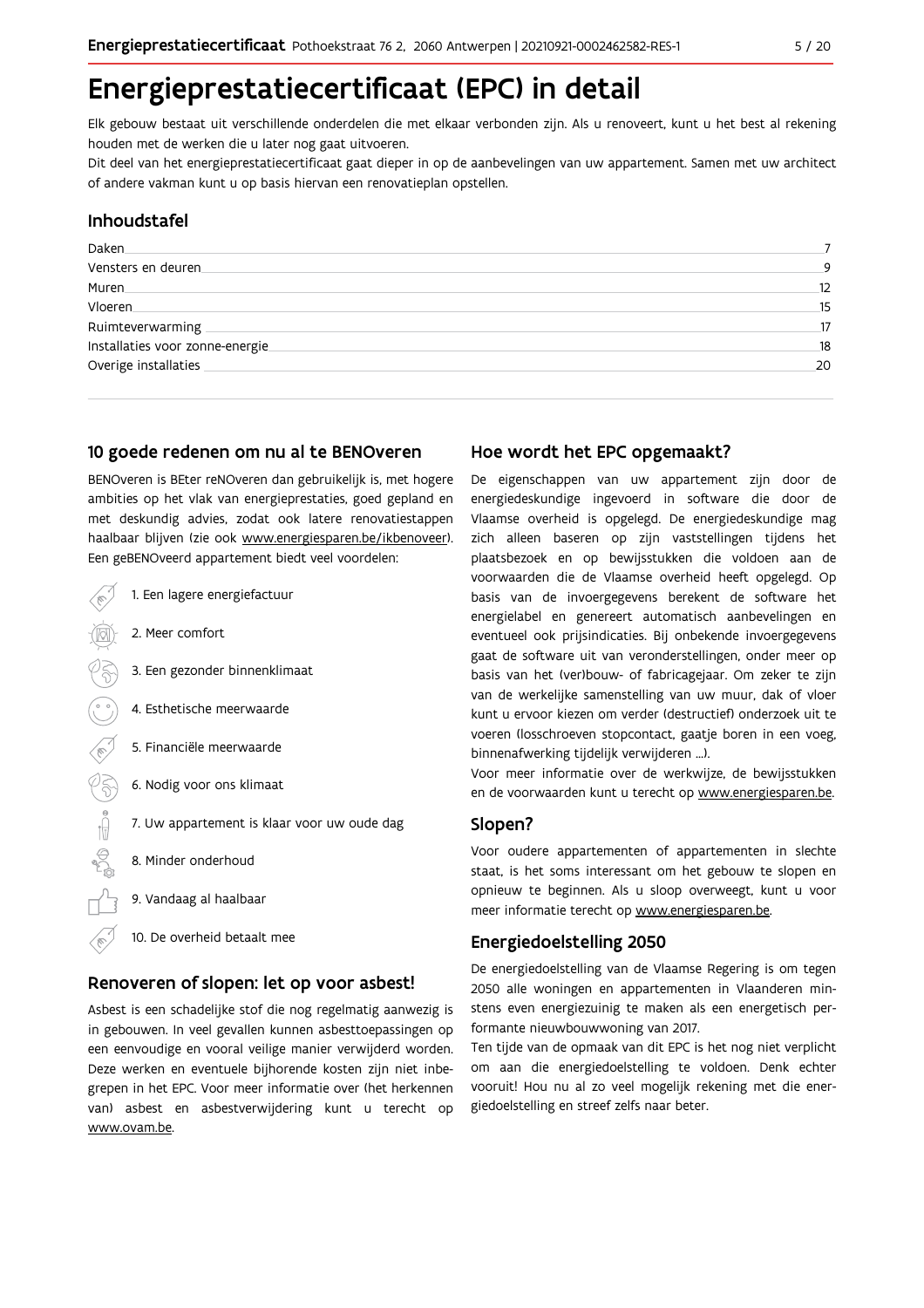# Energieprestatiecertificaat (EPC) in detail

Elk gebouw bestaat uit verschillende onderdelen die met elkaar verbonden zijn. Als u renoveert, kunt u het best al rekening houden met de werken die u later nog gaat uitvoeren.
Dit deel van het energieprestatiecertificaat gaat dieper in op de aanbevelingen van uw appartement. Samen met uw architect of andere vakman kunt u op basis hiervan een renovatieplan opstellen.

## Inhoudstafel

| | |
|---|---|
| Daken | 7 |
| Vensters en deuren | 9 |
| Muren | 12 |
| Vloeren | 15 |
| Ruimteverwarming | 17 |
| Installaties voor zonne-energie | 18 |
| Overige installaties | 20 |

## 10 goede redenen om nu al te BENOveren

BENOveren is BEter reNOveren dan gebruikelijk is, met hogere ambities op het vlak van energieprestaties, goed gepland en met deskundig advies, zodat ook latere renovatiestappen haalbaar blijven (zie ook www.energiesparen.be/ikbenoveer). Een geBENOveerd appartement biedt veel voordelen:

1. Een lagere energiefactuur
2. Meer comfort
3. Een gezonder binnenklimaat
4. Esthetische meerwaarde
5. Financiële meerwaarde
6. Nodig voor ons klimaat
7. Uw appartement is klaar voor uw oude dag
8. Minder onderhoud
9. Vandaag al haalbaar
10. De overheid betaalt mee

## Renoveren of slopen: let op voor asbest!

Asbest is een schadelijke stof die nog regelmatig aanwezig is in gebouwen. In veel gevallen kunnen asbesttoepassingen op een eenvoudige en vooral veilige manier verwijderd worden. Deze werken en eventuele bijhorende kosten zijn niet inbegrepen in het EPC. Voor meer informatie over (het herkennen van) asbest en asbestverwijdering kunt u terecht op www.ovam.be.

## Hoe wordt het EPC opgemaakt?

De eigenschappen van uw appartement zijn door de energiedeskundige ingevoerd in software die door de Vlaamse overheid is opgelegd. De energiedeskundige mag zich alleen baseren op zijn vaststellingen tijdens het plaatsbezoek en op bewijsstukken die voldoen aan de voorwaarden die de Vlaamse overheid heeft opgelegd. Op basis van de invoergegevens berekent de software het energielabel en genereert automatisch aanbevelingen en eventueel ook prijsindicaties. Bij onbekende invoergegevens gaat de software uit van veronderstellingen, onder meer op basis van het (ver)bouw- of fabricagejaar. Om zeker te zijn van de werkelijke samenstelling van uw muur, dak of vloer kunt u ervoor kiezen om verder (destructief) onderzoek uit te voeren (losschroeven stopcontact, gaatje boren in een voeg, binnenafwerking tijdelijk verwijderen ...).
Voor meer informatie over de werkwijze, de bewijsstukken en de voorwaarden kunt u terecht op www.energiesparen.be.

## Slopen?

Voor oudere appartementen of appartementen in slechte staat, is het soms interessant om het gebouw te slopen en opnieuw te beginnen. Als u sloop overweegt, kunt u voor meer informatie terecht op www.energiesparen.be.

## Energiedoelstelling 2050

De energiedoelstelling van de Vlaamse Regering is om tegen 2050 alle woningen en appartementen in Vlaanderen minstens even energiezuinig te maken als een energetisch performante nieuwbouwwoning van 2017.
Ten tijde van de opmaak van dit EPC is het nog niet verplicht om aan die energiedoelstelling te voldoen. Denk echter vooruit! Hou nu al zo veel mogelijk rekening met die energiedoelstelling en streef zelfs naar beter.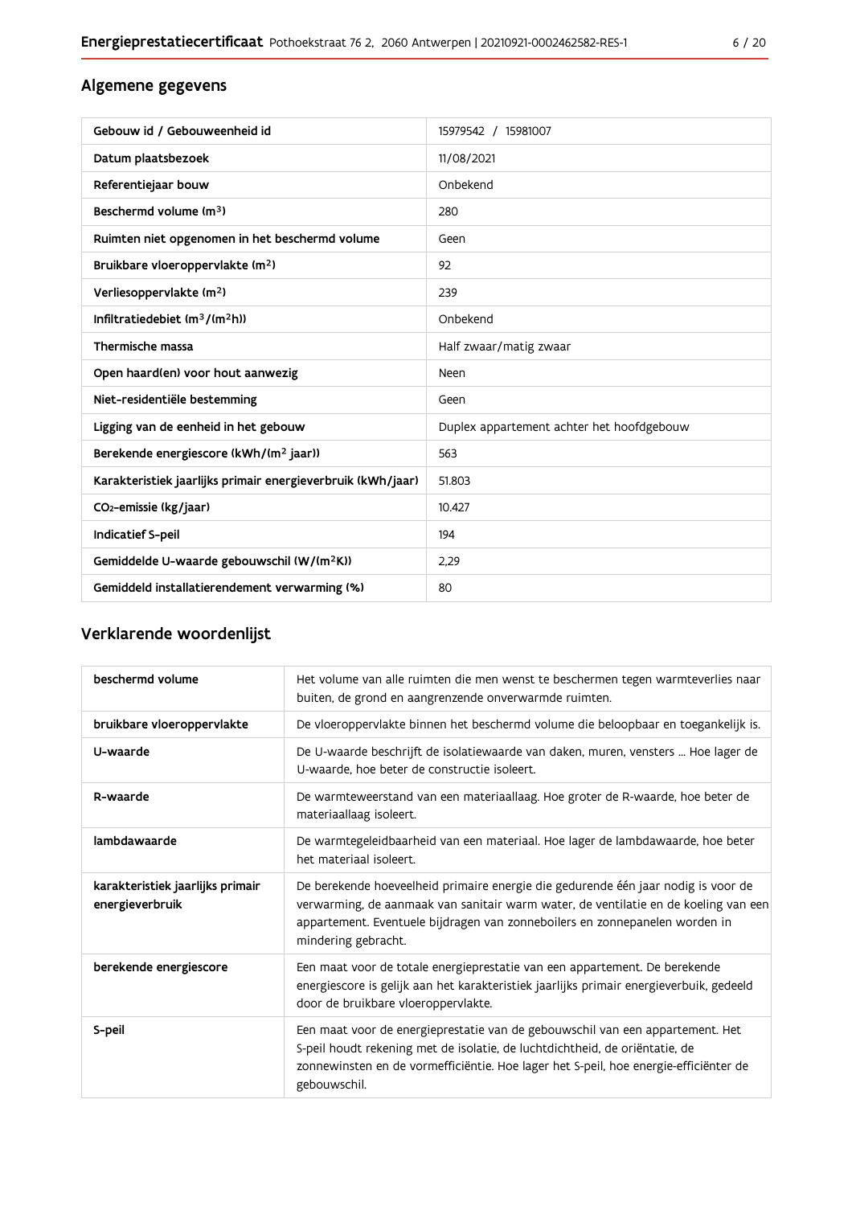## Algemene gegevens

| | |
|---|---|
| Gebouw id / Gebouweenheid id | 15979542 / 15981007 |
| Datum plaatsbezoek | 11/08/2021 |
| Referentiejaar bouw | Onbekend |
| Beschermd volume ($m^3$) | 280 |
| Ruimten niet opgenomen in het beschermd volume | Geen |
| Bruikbare vloeroppervlakte ($m^2$) | 92 |
| Verliesoppervlakte ($m^2$) | 239 |
| Infiltratiedebiet ($m^3/(m^2h)$) | Onbekend |
| Thermische massa | Half zwaar/matig zwaar |
| Open haard(en) voor hout aanwezig | Neen |
| Niet-residentiële bestemming | Geen |
| Ligging van de eenheid in het gebouw | Duplex appartement achter het hoofdgebouw |
| Berekende energiescore (kWh/($m^2$ jaar)) | 563 |
| Karakteristiek jaarlijks primair energieverbruik (kWh/jaar) | 51.803 |
| $CO_2$-emissie (kg/jaar) | 10.427 |
| Indicatief S-peil | 194 |
| Gemiddelde U-waarde gebouwschil (W/($m^2$K)) | 2,29 |
| Gemiddeld installatierendement verwarming (%) | 80 |

## Verklarende woordenlijst

| | |
|---|---|
| beschermd volume | Het volume van alle ruimten die men wenst te beschermen tegen warmteverlies naar buiten, de grond en aangrenzende onverwarmde ruimten. |
| bruikbare vloeroppervlakte | De vloeroppervlakte binnen het beschermd volume die beloopbaar en toegankelijk is. |
| U-waarde | De U-waarde beschrijft de isolatiewaarde van daken, muren, vensters ... Hoe lager de U-waarde, hoe beter de constructie isoleert. |
| R-waarde | De warmteweerstand van een materiaallaag. Hoe groter de R-waarde, hoe beter de materiaallaag isoleert. |
| lambdawaarde | De warmtegeleidbaarheid van een materiaal. Hoe lager de lambdawaarde, hoe beter het materiaal isoleert. |
| karakteristiek jaarlijks primair energieverbruik | De berekende hoeveelheid primaire energie die gedurende één jaar nodig is voor de verwarming, de aanmaak van sanitair warm water, de ventilatie en de koeling van een appartement. Eventuele bijdragen van zonneboilers en zonnepanelen worden in mindering gebracht. |
| berekende energiescore | Een maat voor de totale energieprestatie van een appartement. De berekende energiescore is gelijk aan het karakteristiek jaarlijks primair energieverbuik, gedeeld door de bruikbare vloeroppervlakte. |
| S-peil | Een maat voor de energieprestatie van de gebouwschil van een appartement. Het S-peil houdt rekening met de isolatie, de luchtdichtheid, de oriëntatie, de zonnewinsten en de vormefficiëntie. Hoe lager het S-peil, hoe energie-efficiënter de gebouwschil. |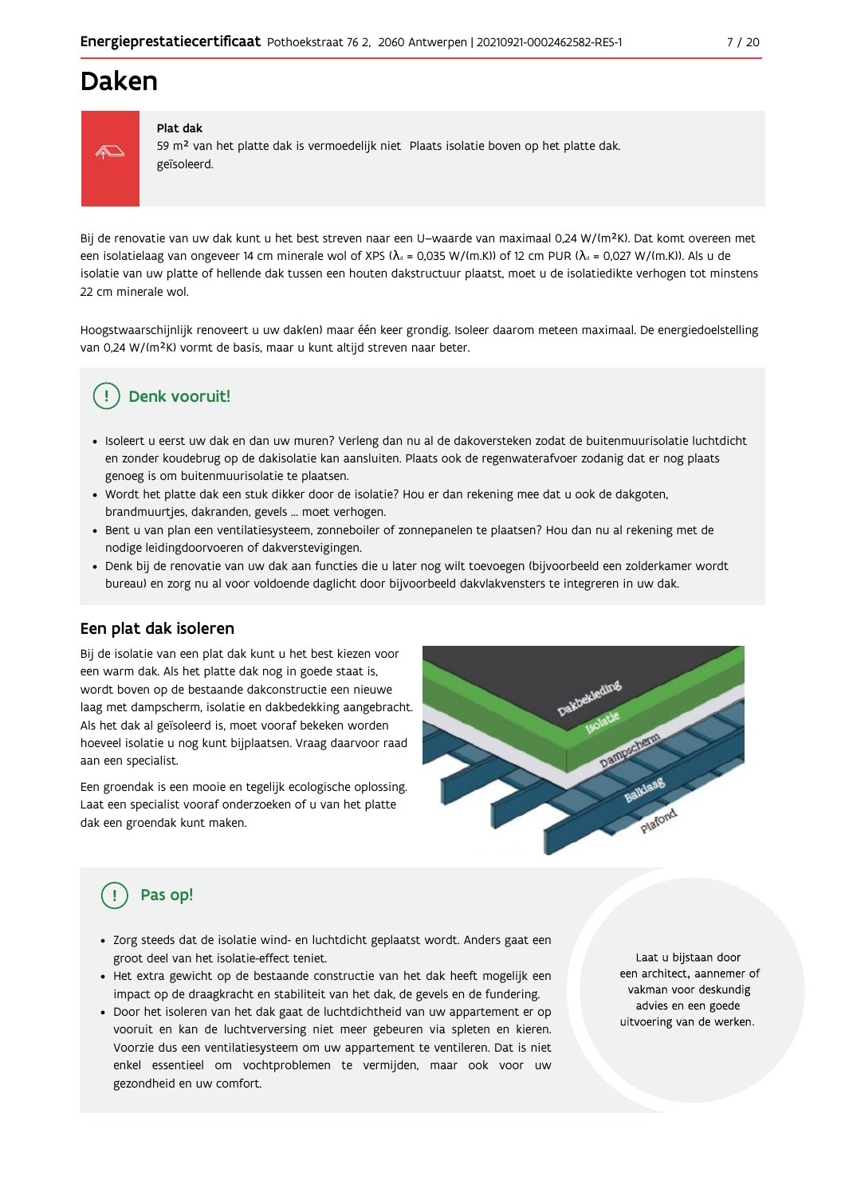# Daken

**Plat dak**

59 m² van het platte dak is vermoedelijk niet geïsoleerd.

Plaats isolatie boven op het platte dak.

Bij de renovatie van uw dak kunt u het best streven naar een U–waarde van maximaal 0,24 W/(m²K). Dat komt overeen met een isolatielaag van ongeveer 14 cm minerale wol of XPS ($\lambda_d$ = 0,035 W/(m.K)) of 12 cm PUR ($\lambda_d$ = 0,027 W/(m.K)). Als u de isolatie van uw platte of hellende dak tussen een houten dakstructuur plaatst, moet u de isolatiedikte verhogen tot minstens 22 cm minerale wol.

Hoogstwaarschijnlijk renoveert u uw dak(en) maar één keer grondig. Isoleer daarom meteen maximaal. De energiedoelstelling van 0,24 W/(m²K) vormt de basis, maar u kunt altijd streven naar beter.

## Denk vooruit!

- Isoleert u eerst uw dak en dan uw muren? Verleng dan nu al de dakoversteken zodat de buitenmuurisolatie luchtdicht en zonder koudebrug op de dakisolatie kan aansluiten. Plaats ook de regenwaterafvoer zodanig dat er nog plaats genoeg is om buitenmuurisolatie te plaatsen.
- Wordt het platte dak een stuk dikker door de isolatie? Hou er dan rekening mee dat u ook de dakgoten, brandmuurtjes, dakranden, gevels ... moet verhogen.
- Bent u van plan een ventilatiesysteem, zonneboiler of zonnepanelen te plaatsen? Hou dan nu al rekening met de nodige leidingdoorvoeren of dakverstevigingen.
- Denk bij de renovatie van uw dak aan functies die u later nog wilt toevoegen (bijvoorbeeld een zolderkamer wordt bureau) en zorg nu al voor voldoende daglicht door bijvoorbeeld dakvlakvensters te integreren in uw dak.

## Een plat dak isoleren

Bij de isolatie van een plat dak kunt u het best kiezen voor een warm dak. Als het platte dak nog in goede staat is, wordt boven op de bestaande dakconstructie een nieuwe laag met dampscherm, isolatie en dakbedekking aangebracht. Als het dak al geïsoleerd is, moet vooraf bekeken worden hoeveel isolatie u nog kunt bijplaatsen. Vraag daarvoor raad aan een specialist.

Een groendak is een mooie en tegelijk ecologische oplossing. Laat een specialist vooraf onderzoeken of u van het platte dak een groendak kunt maken.

Dakbekleding
Isolatie
Dampscherm
Balklaag
Plafond

## Pas op!

- Zorg steeds dat de isolatie wind- en luchtdicht geplaatst wordt. Anders gaat een groot deel van het isolatie-effect teniet.
- Het extra gewicht op de bestaande constructie van het dak heeft mogelijk een impact op de draagkracht en stabiliteit van het dak, de gevels en de fundering.
- Door het isoleren van het dak gaat de luchtdichtheid van uw appartement er op vooruit en kan de luchtverversing niet meer gebeuren via spleten en kieren. Voorzie dus een ventilatiesysteem om uw appartement te ventileren. Dat is niet enkel essentieel om vochtproblemen te vermijden, maar ook voor uw gezondheid en uw comfort.

Laat u bijstaan door een architect, aannemer of vakman voor deskundig advies en een goede uitvoering van de werken.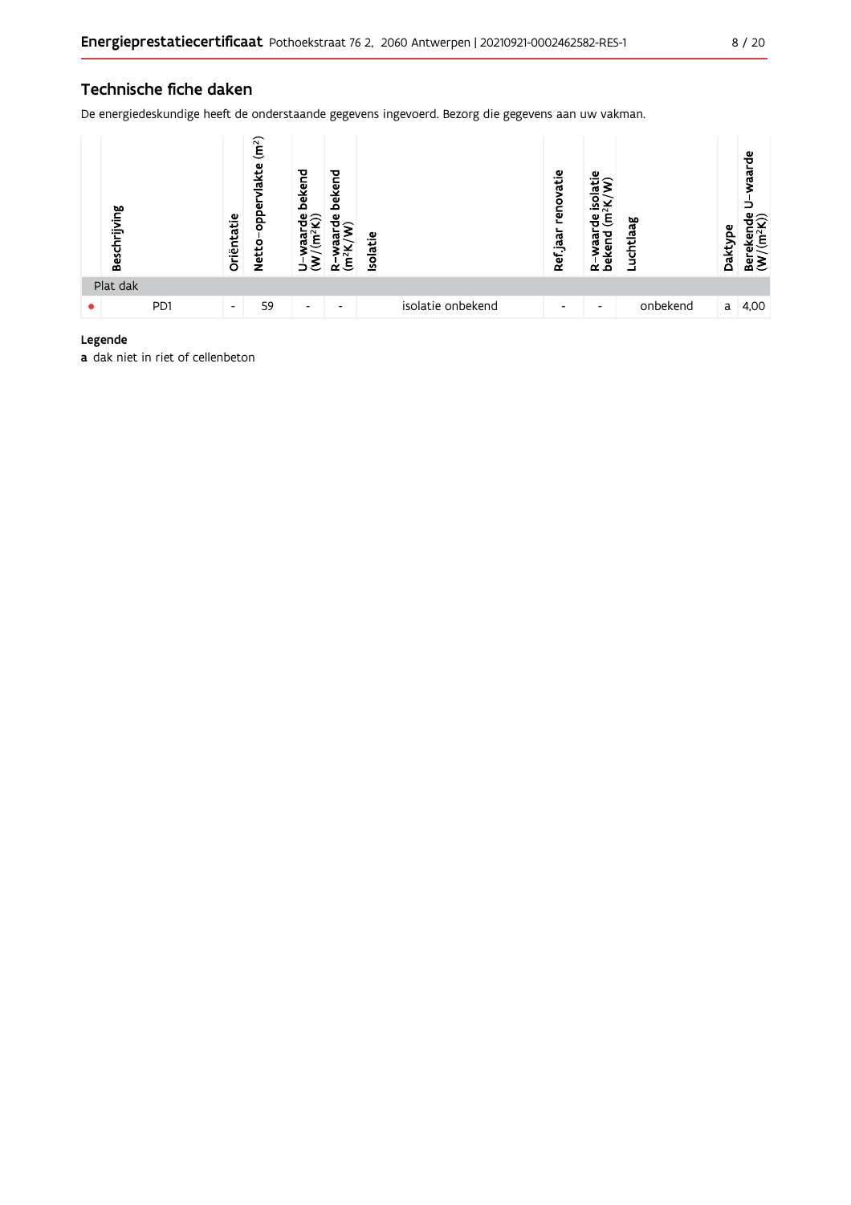## Technische fiche daken

De energiedeskundige heeft de onderstaande gegevens ingevoerd. Bezorg die gegevens aan uw vakman.

| | Beschrijving | Oriëntatie | Netto-oppervlakte ($m^2$) | U-waarde bekend ($W/(m^2K)$) | R-waarde bekend ($m^2K/W$) | Isolatie | Ref.jaar renovatie | R-waarde isolatie bekend ($m^2K/W$) | Luchtlaag | Daktype | Berekende U-waarde ($W/(m^2K)$) |
|---|---|---|---|---|---|---|---|---|---|---|---|
| Plat dak | | | | | | | | | | | |
| ● | PD1 | - | 59 | - | - | isolatie onbekend | - | - | onbekend | a | 4,00 |

**Legende**

**a** dak niet in riet of cellenbeton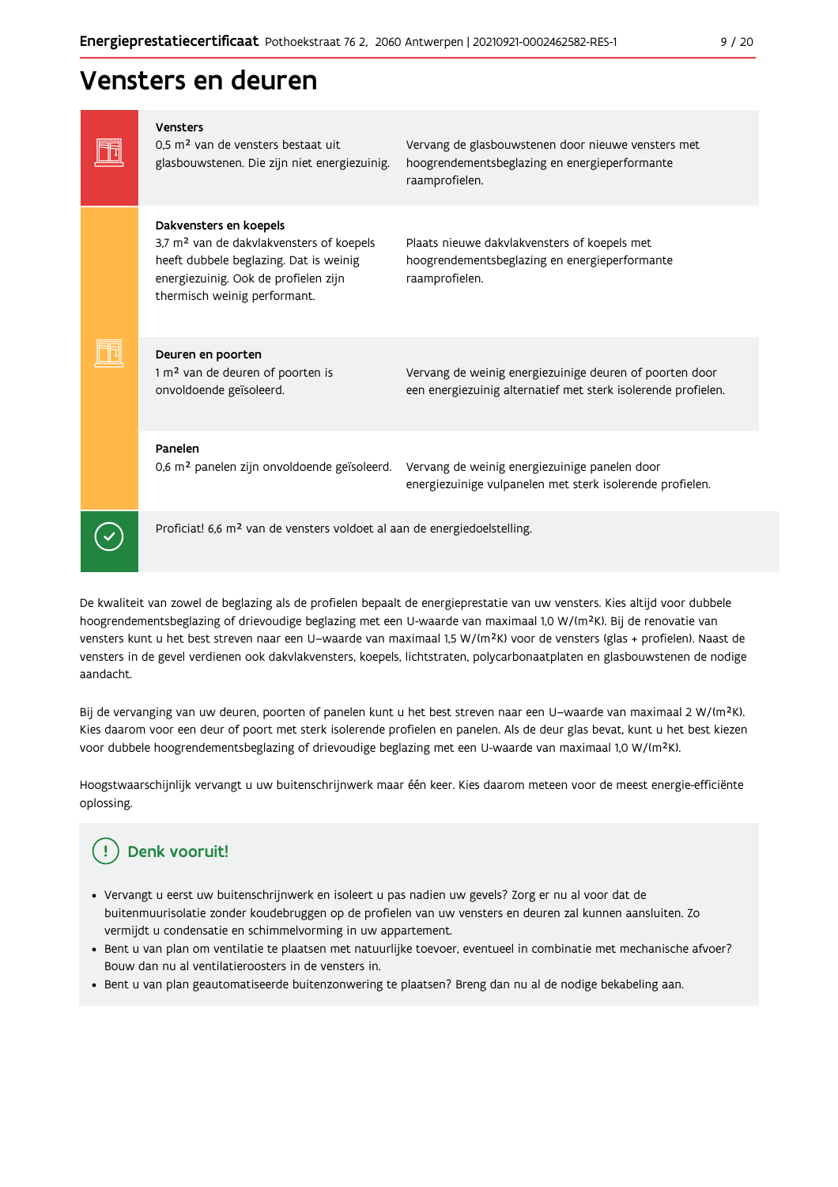# Vensters en deuren

| | | |
|---|---|---|
| **Vensters**<br>0,5 m² van de vensters bestaat uit glasbouwstenen. Die zijn niet energiezuinig. | Vervang de glasbouwstenen door nieuwe vensters met hoogrendementsbeglazing en energieperformante raamprofielen. |
| **Dakvensters en koepels**<br>3,7 m² van de dakvlakvensters of koepels heeft dubbele beglazing. Dat is weinig energiezuinig. Ook de profielen zijn thermisch weinig performant. | Plaats nieuwe dakvlakvensters of koepels met hoogrendementsbeglazing en energieperformante raamprofielen. |
| **Deuren en poorten**<br>1 m² van de deuren of poorten is onvoldoende geïsoleerd. | Vervang de weinig energiezuinige deuren of poorten door een energiezuinig alternatief met sterk isolerende profielen. |
| **Panelen**<br>0,6 m² panelen zijn onvoldoende geïsoleerd. | Vervang de weinig energiezuinige panelen door energiezuinige vulpanelen met sterk isolerende profielen. |

Proficiat! 6,6 m² van de vensters voldoet al aan de energiedoelstelling.

De kwaliteit van zowel de beglazing als de profielen bepaalt de energieprestatie van uw vensters. Kies altijd voor dubbele hoogrendementsbeglazing of drievoudige beglazing met een U-waarde van maximaal 1,0 W/(m²K). Bij de renovatie van vensters kunt u het best streven naar een U–waarde van maximaal 1,5 W/(m²K) voor de vensters (glas + profielen). Naast de vensters in de gevel verdienen ook dakvlakvensters, koepels, lichtstraten, polycarbonaatplaten en glasbouwstenen de nodige aandacht.

Bij de vervanging van uw deuren, poorten of panelen kunt u het best streven naar een U–waarde van maximaal 2 W/(m²K). Kies daarom voor een deur of poort met sterk isolerende profielen en panelen. Als de deur glas bevat, kunt u het best kiezen voor dubbele hoogrendementsbeglazing of drievoudige beglazing met een U-waarde van maximaal 1,0 W/(m²K).

Hoogstwaarschijnlijk vervangt u uw buitenschrijnwerk maar één keer. Kies daarom meteen voor de meest energie-efficiënte oplossing.

## Denk vooruit!

- Vervangt u eerst uw buitenschrijnwerk en isoleert u pas nadien uw gevels? Zorg er nu al voor dat de buitenmuurisolatie zonder koudebruggen op de profielen van uw vensters en deuren zal kunnen aansluiten. Zo vermijdt u condensatie en schimmelvorming in uw appartement.
- Bent u van plan om ventilatie te plaatsen met natuurlijke toevoer, eventueel in combinatie met mechanische afvoer? Bouw dan nu al ventilatieroosters in de vensters in.
- Bent u van plan geautomatiseerde buitenzonwering te plaatsen? Breng dan nu al de nodige bekabeling aan.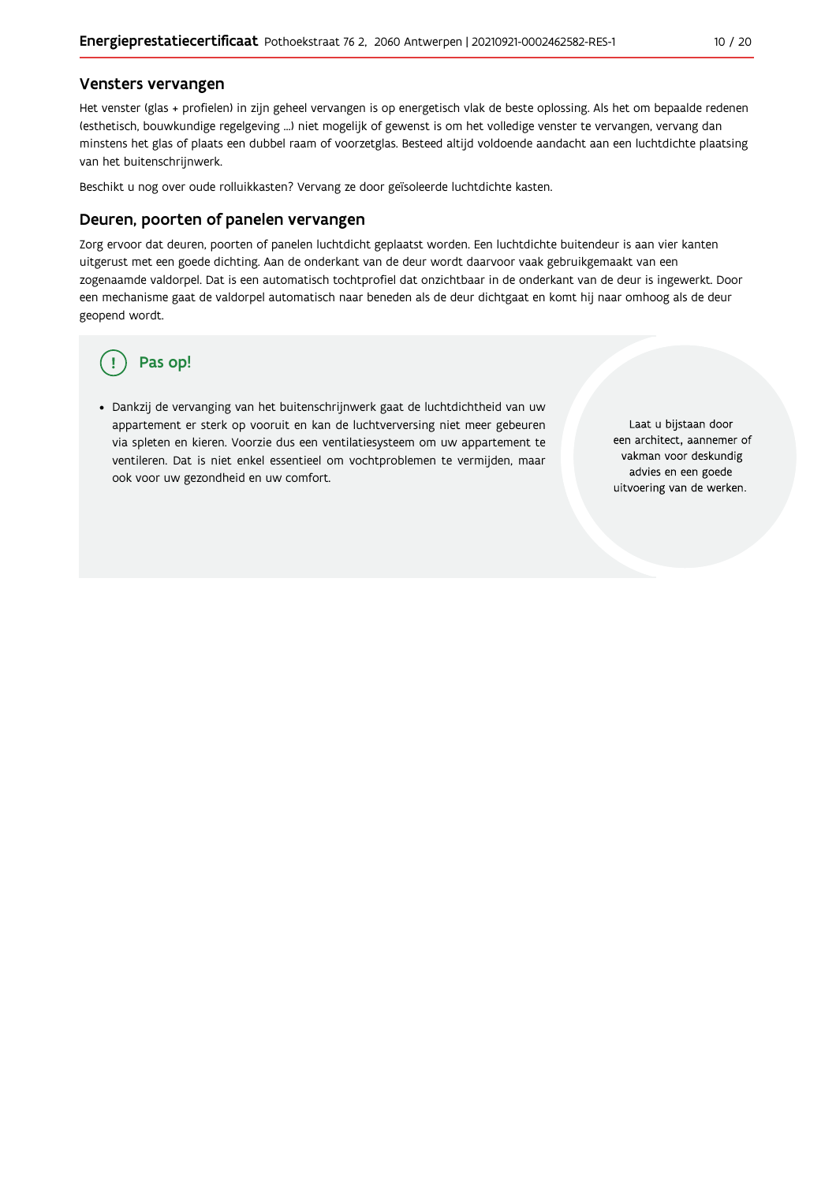## Vensters vervangen

Het venster (glas + profielen) in zijn geheel vervangen is op energetisch vlak de beste oplossing. Als het om bepaalde redenen (esthetisch, bouwkundige regelgeving ...) niet mogelijk of gewenst is om het volledige venster te vervangen, vervang dan minstens het glas of plaats een dubbel raam of voorzetglas. Besteed altijd voldoende aandacht aan een luchtdichte plaatsing van het buitenschrijnwerk.

Beschikt u nog over oude rolluikkasten? Vervang ze door geïsoleerde luchtdichte kasten.

## Deuren, poorten of panelen vervangen

Zorg ervoor dat deuren, poorten of panelen luchtdicht geplaatst worden. Een luchtdichte buitendeur is aan vier kanten uitgerust met een goede dichting. Aan de onderkant van de deur wordt daarvoor vaak gebruikgemaakt van een zogenaamde valdorpel. Dat is een automatisch tochtprofiel dat onzichtbaar in de onderkant van de deur is ingewerkt. Door een mechanisme gaat de valdorpel automatisch naar beneden als de deur dichtgaat en komt hij naar omhoog als de deur geopend wordt.

### Pas op!

- Dankzij de vervanging van het buitenschrijnwerk gaat de luchtdichtheid van uw appartement er sterk op vooruit en kan de luchtverversing niet meer gebeuren via spleten en kieren. Voorzie dus een ventilatiesysteem om uw appartement te ventileren. Dat is niet enkel essentieel om vochtproblemen te vermijden, maar ook voor uw gezondheid en uw comfort.

Laat u bijstaan door een architect, aannemer of vakman voor deskundig advies en een goede uitvoering van de werken.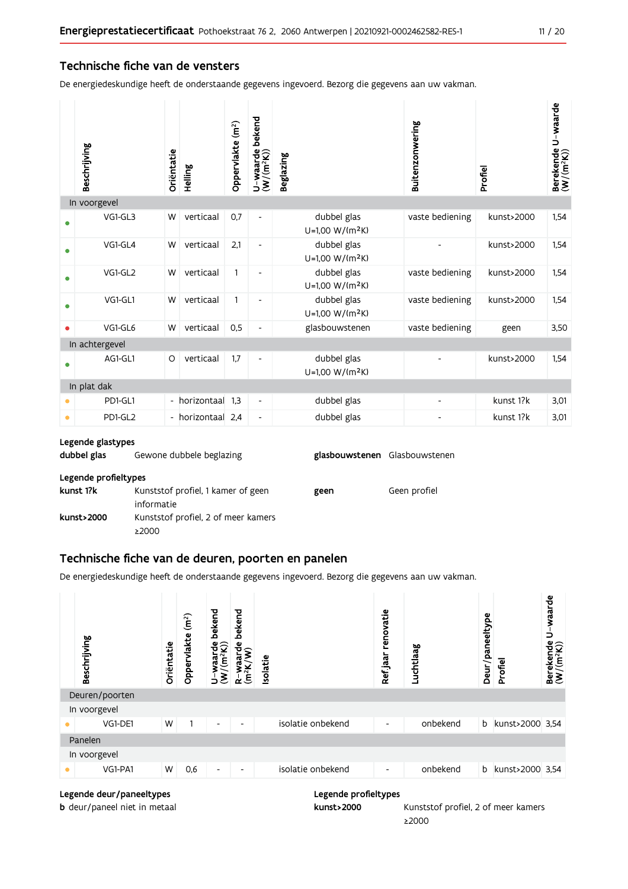## Technische fiche van de vensters

De energiedeskundige heeft de onderstaande gegevens ingevoerd. Bezorg die gegevens aan uw vakman.

| | Beschrijving | Oriëntatie | Helling | Oppervlakte (m²) | U-waarde bekend (W/(m²K)) | Beglazing | Buitenzonwering | Profiel | Berekende U-waarde (W/(m²K)) |
|---|---|---|---|---|---|---|---|---|---|
| **In voorgevel** | | | | | | | | | |
| • | VG1-GL3 | W | verticaal | 0,7 | - | dubbel glas U=1,00 W/(m²K) | vaste bediening | kunst>2000 | 1,54 |
| • | VG1-GL4 | W | verticaal | 2,1 | - | dubbel glas U=1,00 W/(m²K) | - | kunst>2000 | 1,54 |
| • | VG1-GL2 | W | verticaal | 1 | - | dubbel glas U=1,00 W/(m²K) | vaste bediening | kunst>2000 | 1,54 |
| • | VG1-GL1 | W | verticaal | 1 | - | dubbel glas U=1,00 W/(m²K) | vaste bediening | kunst>2000 | 1,54 |
| • | VG1-GL6 | W | verticaal | 0,5 | - | glasbouwstenen | vaste bediening | geen | 3,50 |
| **In achtergevel** | | | | | | | | | |
| • | AG1-GL1 | O | verticaal | 1,7 | - | dubbel glas U=1,00 W/(m²K) | - | kunst>2000 | 1,54 |
| **In plat dak** | | | | | | | | | |
| • | PD1-GL1 | - | horizontaal | 1,3 | - | dubbel glas | - | kunst 1?k | 3,01 |
| • | PD1-GL2 | - | horizontaal | 2,4 | - | dubbel glas | - | kunst 1?k | 3,01 |

**Legende glastypes**

**dubbel glas** Gewone dubbele beglazing

**glasbouwstenen** Glasbouwstenen

**Legende profieltypes**

**kunst 1?k** Kunststof profiel, 1 kamer of geen informatie

**kunst>2000** Kunststof profiel, 2 of meer kamers ≥2000

**geen** Geen profiel

## Technische fiche van de deuren, poorten en panelen

De energiedeskundige heeft de onderstaande gegevens ingevoerd. Bezorg die gegevens aan uw vakman.

| | Beschrijving | Oriëntatie | Oppervlakte (m²) | U-waarde bekend (W/(m²K)) | R-waarde bekend (m²K/W) | Isolatie | Ref.jaar renovatie | Luchtlaag | Deur/paneeltype | Profiel | Berekende U-waarde (W/(m²K)) |
|---|---|---|---|---|---|---|---|---|---|---|---|
| **Deuren/poorten** | | | | | | | | | | | |
| **In voorgevel** | | | | | | | | | | | |
| • | VG1-DE1 | W | 1 | - | - | isolatie onbekend | - | onbekend | b | kunst>2000 | 3,54 |
| **Panelen** | | | | | | | | | | | |
| **In voorgevel** | | | | | | | | | | | |
| • | VG1-PA1 | W | 0,6 | - | - | isolatie onbekend | - | onbekend | b | kunst>2000 | 3,54 |

**Legende deur/paneeltypes**

**b** deur/paneel niet in metaal

**Legende profieltypes**

**kunst>2000** Kunststof profiel, 2 of meer kamers ≥2000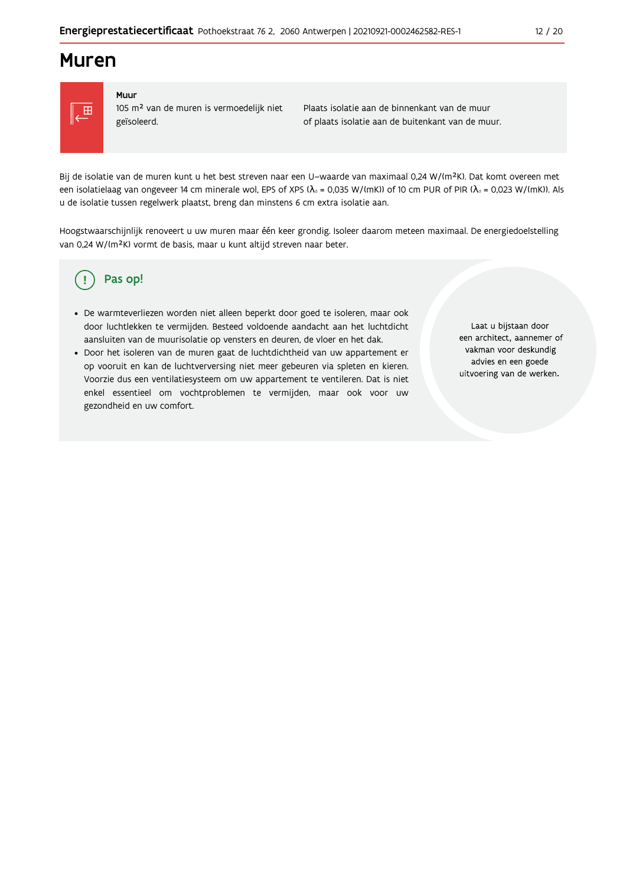# Muren

**Muur**

105 m² van de muren is vermoedelijk niet geïsoleerd.

Plaats isolatie aan de binnenkant van de muur of plaats isolatie aan de buitenkant van de muur.

Bij de isolatie van de muren kunt u het best streven naar een U-waarde van maximaal 0,24 W/(m²K). Dat komt overeen met een isolatielaag van ongeveer 14 cm minerale wol, EPS of XPS ($\lambda_d$ = 0,035 W/(mK)) of 10 cm PUR of PIR ($\lambda_d$ = 0,023 W/(mK)). Als u de isolatie tussen regelwerk plaatst, breng dan minstens 6 cm extra isolatie aan.

Hoogstwaarschijnlijk renoveert u uw muren maar één keer grondig. Isoleer daarom meteen maximaal. De energiedoelstelling van 0,24 W/(m²K) vormt de basis, maar u kunt altijd streven naar beter.

## Pas op!

- De warmteverliezen worden niet alleen beperkt door goed te isoleren, maar ook door luchtlekken te vermijden. Besteed voldoende aandacht aan het luchtdicht aansluiten van de muurisolatie op vensters en deuren, de vloer en het dak.
- Door het isoleren van de muren gaat de luchtdichtheid van uw appartement er op vooruit en kan de luchtverversing niet meer gebeuren via spleten en kieren. Voorzie dus een ventilatiesysteem om uw appartement te ventileren. Dat is niet enkel essentieel om vochtproblemen te vermijden, maar ook voor uw gezondheid en uw comfort.

Laat u bijstaan door een architect, aannemer of vakman voor deskundig advies en een goede uitvoering van de werken.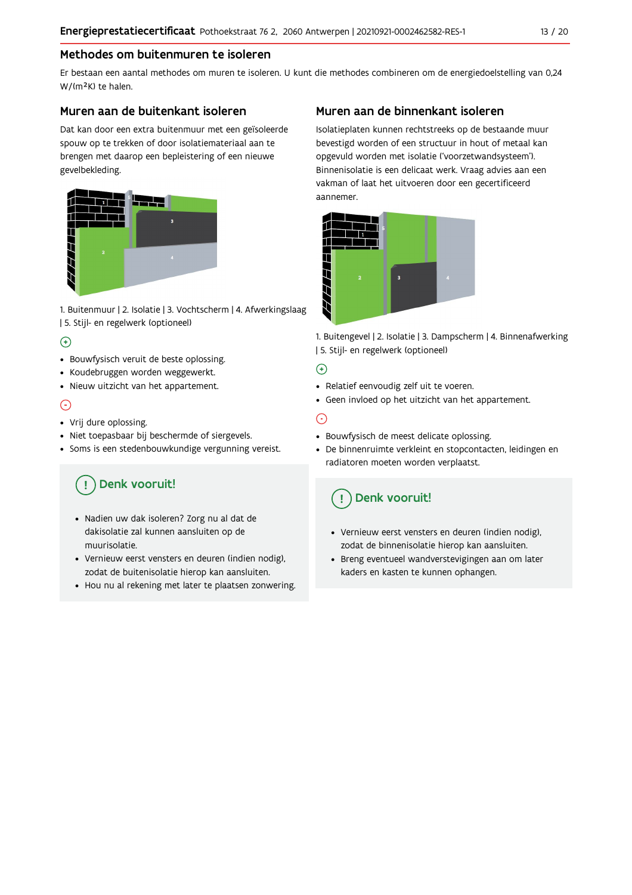## Methodes om buitenmuren te isoleren

Er bestaan een aantal methodes om muren te isoleren. U kunt die methodes combineren om de energiedoelstelling van 0,24 W/(m²K) te halen.

### Muren aan de buitenkant isoleren

Dat kan door een extra buitenmuur met een geïsoleerde spouw op te trekken of door isolatiemateriaal aan te brengen met daarop een bepleistering of een nieuwe gevelbekleding.

1. Buitenmuur | 2. Isolatie | 3. Vochtscherm | 4. Afwerkingslaag | 5. Stijl- en regelwerk (optioneel)

⊕

- Bouwfysisch veruit de beste oplossing.
- Koudebruggen worden weggewerkt.
- Nieuw uitzicht van het appartement.

⊖

- Vrij dure oplossing.
- Niet toepasbaar bij beschermde of siergevels.
- Soms is een stedenbouwkundige vergunning vereist.

**Denk vooruit!**

- Nadien uw dak isoleren? Zorg nu al dat de dakisolatie zal kunnen aansluiten op de muurisolatie.
- Vernieuw eerst vensters en deuren (indien nodig), zodat de buitenisolatie hierop kan aansluiten.
- Hou nu al rekening met later te plaatsen zonwering.

### Muren aan de binnenkant isoleren

Isolatieplaten kunnen rechtstreeks op de bestaande muur bevestigd worden of een structuur in hout of metaal kan opgevuld worden met isolatie ('voorzetwandsysteem'). Binnenisolatie is een delicaat werk. Vraag advies aan een vakman of laat het uitvoeren door een gecertificeerd aannemer.

1. Buitengevel | 2. Isolatie | 3. Dampscherm | 4. Binnenafwerking | 5. Stijl- en regelwerk (optioneel)

⊕

- Relatief eenvoudig zelf uit te voeren.
- Geen invloed op het uitzicht van het appartement.

⊖

- Bouwfysisch de meest delicate oplossing.
- De binnenruimte verkleint en stopcontacten, leidingen en radiatoren moeten worden verplaatst.

**Denk vooruit!**

- Vernieuw eerst vensters en deuren (indien nodig), zodat de binnenisolatie hierop kan aansluiten.
- Breng eventueel wandverstevigingen aan om later kaders en kasten te kunnen ophangen.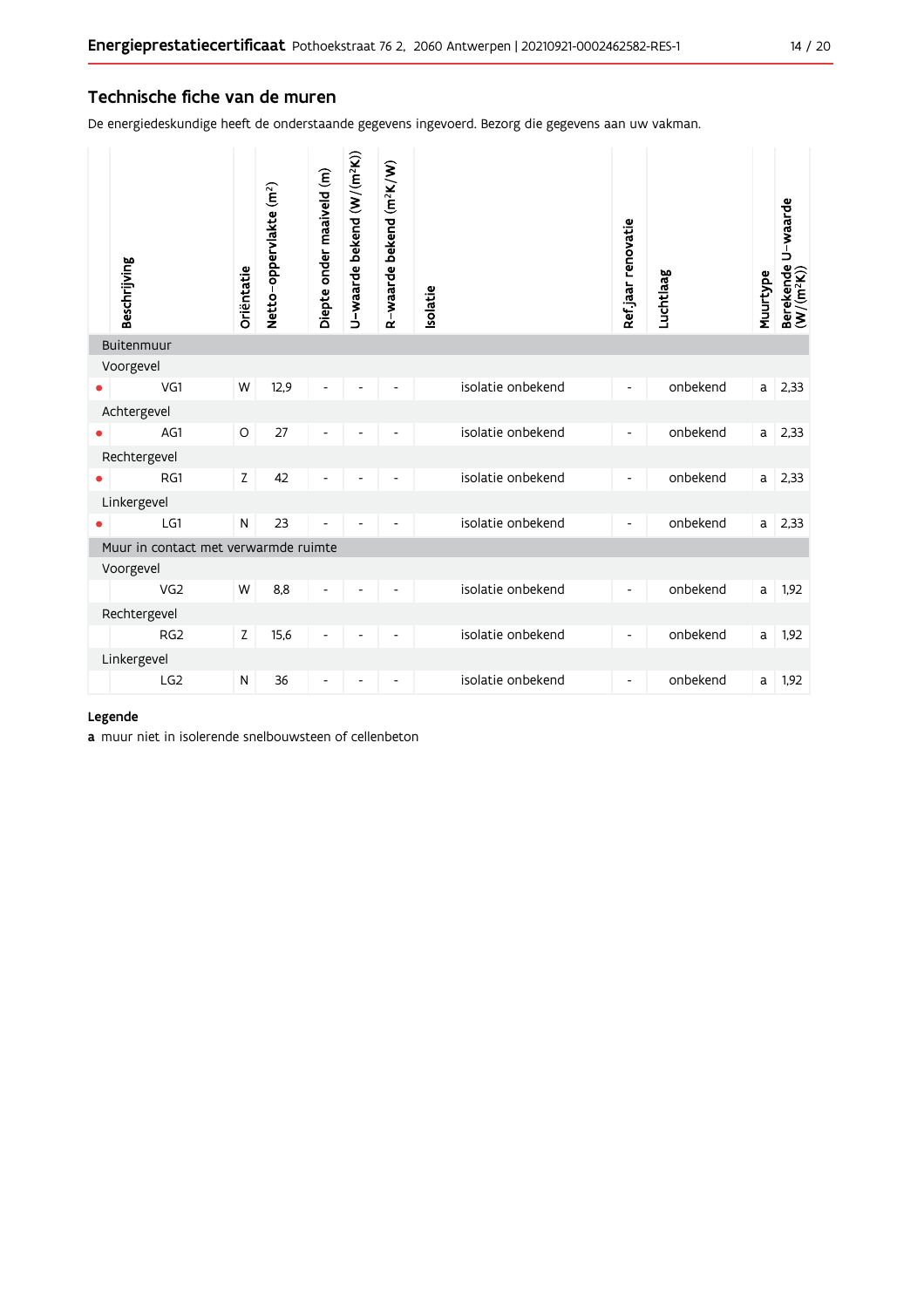## Technische fiche van de muren

De energiedeskundige heeft de onderstaande gegevens ingevoerd. Bezorg die gegevens aan uw vakman.

| | Beschrijving | Oriëntatie | Netto-oppervlakte (m²) | Diepte onder maaiveld (m) | U-waarde bekend (W/(m²K)) | R-waarde bekend (m²K/W) | Isolatie | Ref.jaar renovatie | Luchtlaag | Muurtype | Berekende U-waarde (W/(m²K)) |
|---|---|---|---|---|---|---|---|---|---|---|---|
| | **Buitenmuur** | | | | | | | | | | |
| | Voorgevel | | | | | | | | | | |
| • | VG1 | W | 12,9 | - | - | - | isolatie onbekend | - | onbekend | a | 2,33 |
| | Achtergevel | | | | | | | | | | |
| • | AG1 | O | 27 | - | - | - | isolatie onbekend | - | onbekend | a | 2,33 |
| | Rechtergevel | | | | | | | | | | |
| • | RG1 | Z | 42 | - | - | - | isolatie onbekend | - | onbekend | a | 2,33 |
| | Linkergevel | | | | | | | | | | |
| • | LG1 | N | 23 | - | - | - | isolatie onbekend | - | onbekend | a | 2,33 |
| | **Muur in contact met verwarmde ruimte** | | | | | | | | | | |
| | Voorgevel | | | | | | | | | | |
| | VG2 | W | 8,8 | - | - | - | isolatie onbekend | - | onbekend | a | 1,92 |
| | Rechtergevel | | | | | | | | | | |
| | RG2 | Z | 15,6 | - | - | - | isolatie onbekend | - | onbekend | a | 1,92 |
| | Linkergevel | | | | | | | | | | |
| | LG2 | N | 36 | - | - | - | isolatie onbekend | - | onbekend | a | 1,92 |

**Legende**

**a** muur niet in isolerende snelbouwsteen of cellenbeton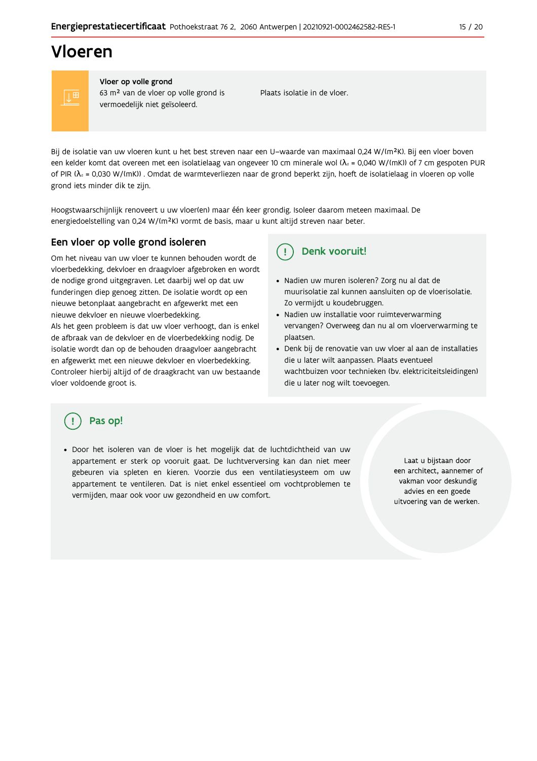# Vloeren

**Vloer op volle grond**
63 m² van de vloer op volle grond is vermoedelijk niet geïsoleerd.

Plaats isolatie in de vloer.

Bij de isolatie van uw vloeren kunt u het best streven naar een U-waarde van maximaal 0,24 W/(m²K). Bij een vloer boven een kelder komt dat overeen met een isolatielaag van ongeveer 10 cm minerale wol ($\lambda_d$ = 0,040 W/(mK)) of 7 cm gespoten PUR of PIR ($\lambda_d$ = 0,030 W/(mK)) . Omdat de warmteverliezen naar de grond beperkt zijn, hoeft de isolatielaag in vloeren op volle grond iets minder dik te zijn.

Hoogstwaarschijnlijk renoveert u uw vloer(en) maar één keer grondig. Isoleer daarom meteen maximaal. De energiedoelstelling van 0,24 W/(m²K) vormt de basis, maar u kunt altijd streven naar beter.

## Een vloer op volle grond isoleren

Om het niveau van uw vloer te kunnen behouden wordt de vloerbedekking, dekvloer en draagvloer afgebroken en wordt de nodige grond uitgegraven. Let daarbij wel op dat uw funderingen diep genoeg zitten. De isolatie wordt op een nieuwe betonplaat aangebracht en afgewerkt met een nieuwe dekvloer en nieuwe vloerbedekking.
Als het geen probleem is dat uw vloer verhoogt, dan is enkel de afbraak van de dekvloer en de vloerbedekking nodig. De isolatie wordt dan op de behouden draagvloer aangebracht en afgewerkt met een nieuwe dekvloer en vloerbedekking. Controleer hierbij altijd of de draagkracht van uw bestaande vloer voldoende groot is.

## Denk vooruit!

- Nadien uw muren isoleren? Zorg nu al dat de muurisolatie zal kunnen aansluiten op de vloerisolatie. Zo vermijdt u koudebruggen.
- Nadien uw installatie voor ruimteverwarming vervangen? Overweeg dan nu al om vloerverwarming te plaatsen.
- Denk bij de renovatie van uw vloer al aan de installaties die u later wilt aanpassen. Plaats eventueel wachtbuizen voor technieken (bv. elektriciteitsleidingen) die u later nog wilt toevoegen.

## Pas op!

- Door het isoleren van de vloer is het mogelijk dat de luchtdichtheid van uw appartement er sterk op vooruit gaat. De luchtverversing kan dan niet meer gebeuren via spleten en kieren. Voorzie dus een ventilatiesysteem om uw appartement te ventileren. Dat is niet enkel essentieel om vochtproblemen te vermijden, maar ook voor uw gezondheid en uw comfort.

Laat u bijstaan door een architect, aannemer of vakman voor deskundig advies en een goede uitvoering van de werken.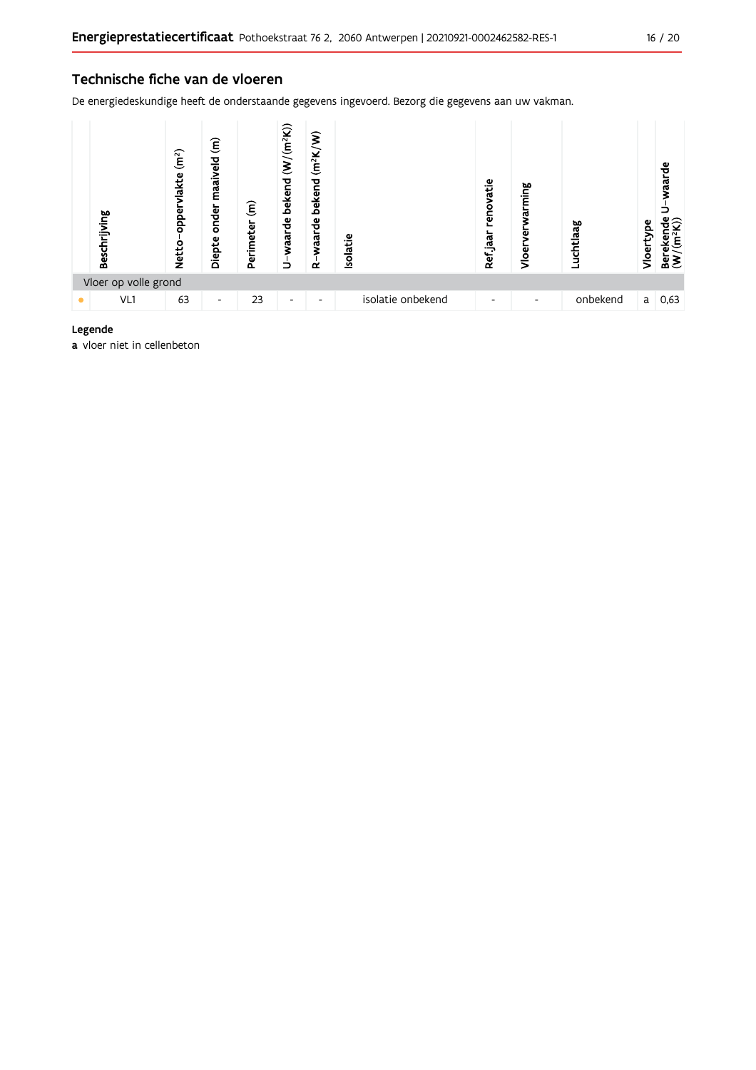## Technische fiche van de vloeren

De energiedeskundige heeft de onderstaande gegevens ingevoerd. Bezorg die gegevens aan uw vakman.

| | Beschrijving | Netto-oppervlakte ($m^2$) | Diepte onder maaiveld (m) | Perimeter (m) | U-waarde bekend ($W/(m^2K)$) | R-waarde bekend ($m^2K/W$) | Isolatie | Ref.jaar renovatie | Vloerverwarming | Luchtlaag | Vloertype | Berekende U-waarde ($W/(m^2K)$) |
|---|---|---|---|---|---|---|---|---|---|---|---|---|
| Vloer op volle grond | | | | | | | | | | | | |
| • | VL1 | 63 | - | 23 | - | - | isolatie onbekend | - | - | onbekend | a | 0,63 |

**Legende**

**a** vloer niet in cellenbeton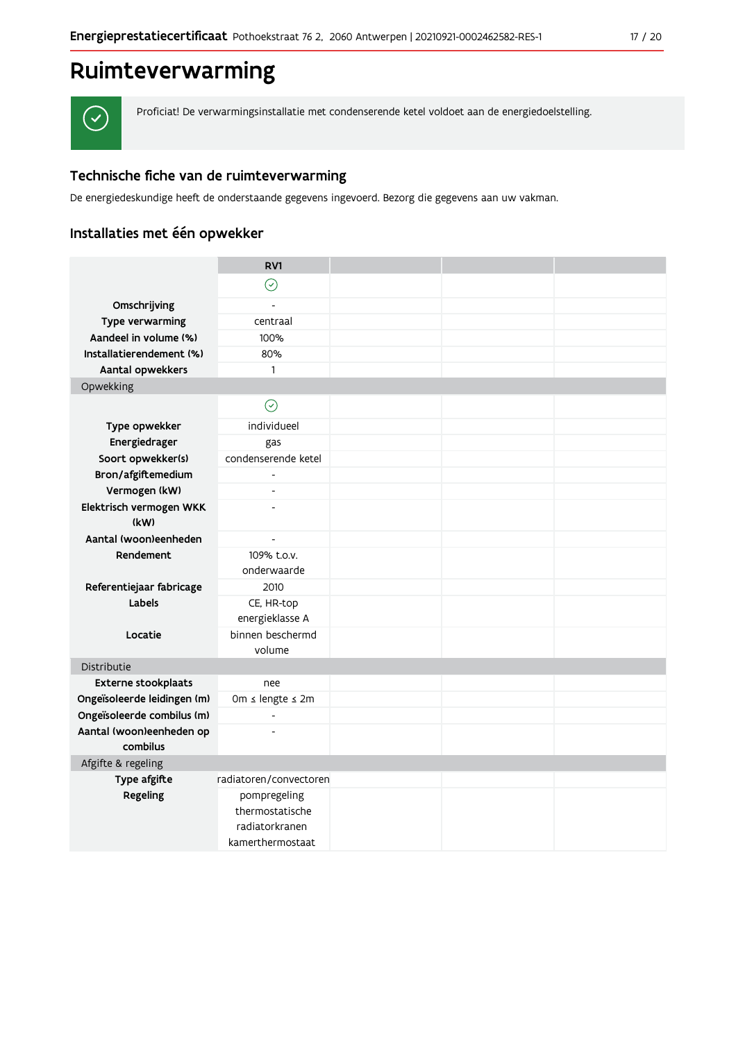# Ruimteverwarming

Proficiat! De verwarmingsinstallatie met condenserende ketel voldoet aan de energiedoelstelling.

## Technische fiche van de ruimteverwarming

De energiedeskundige heeft de onderstaande gegevens ingevoerd. Bezorg die gegevens aan uw vakman.

## Installaties met één opwekker

| | RV1 | | | |
|---|---|---|---|---|
| | ✓ | | | |
| Omschrijving | - | | | |
| Type verwarming | centraal | | | |
| Aandeel in volume (%) | 100% | | | |
| Installatierendement (%) | 80% | | | |
| Aantal opwekkers | 1 | | | |
| **Opwekking** | | | | |
| | ✓ | | | |
| Type opwekker | individueel | | | |
| Energiedrager | gas | | | |
| Soort opwekker(s) | condenserende ketel | | | |
| Bron/afgiftemedium | - | | | |
| Vermogen (kW) | - | | | |
| Elektrisch vermogen WKK (kW) | - | | | |
| Aantal (woon)eenheden | - | | | |
| Rendement | 109% t.o.v. onderwaarde | | | |
| Referentiejaar fabricage | 2010 | | | |
| Labels | CE, HR-top energieklasse A | | | |
| Locatie | binnen beschermd volume | | | |
| **Distributie** | | | | |
| Externe stookplaats | nee | | | |
| Ongeïsoleerde leidingen (m) | 0m ≤ lengte ≤ 2m | | | |
| Ongeïsoleerde combilus (m) | - | | | |
| Aantal (woon)eenheden op combilus | - | | | |
| **Afgifte & regeling** | | | | |
| Type afgifte | radiatoren/convectoren | | | |
| Regeling | pompregeling thermostatische radiatorkranen kamerthermostaat | | | |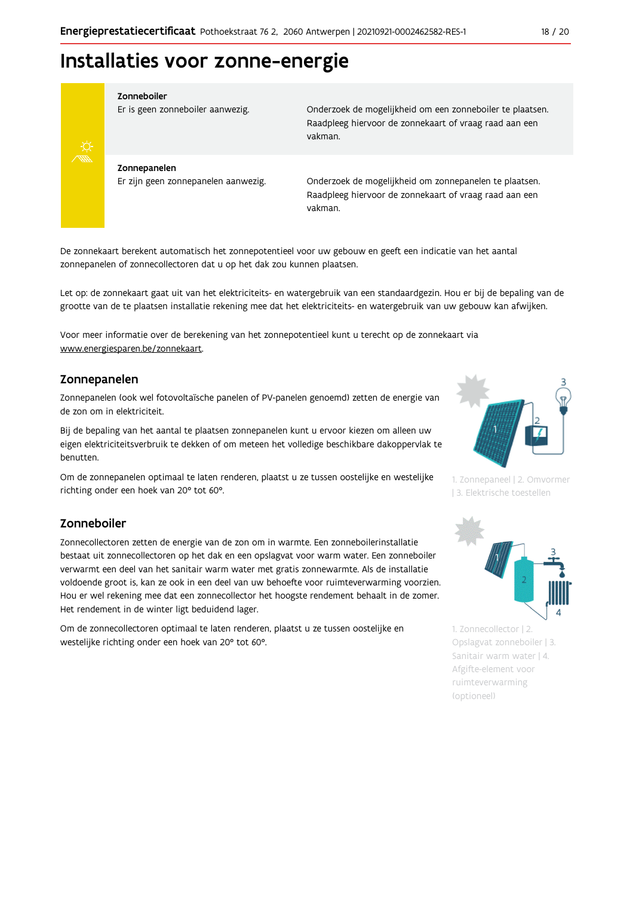# Installaties voor zonne-energie

| | |
|---|---|
| **Zonneboiler**<br>Er is geen zonneboiler aanwezig. | Onderzoek de mogelijkheid om een zonneboiler te plaatsen. Raadpleeg hiervoor de zonnekaart of vraag raad aan een vakman. |
| **Zonnepanelen**<br>Er zijn geen zonnepanelen aanwezig. | Onderzoek de mogelijkheid om zonnepanelen te plaatsen. Raadpleeg hiervoor de zonnekaart of vraag raad aan een vakman. |

De zonnekaart berekent automatisch het zonnepotentieel voor uw gebouw en geeft een indicatie van het aantal zonnepanelen of zonnecollectoren dat u op het dak zou kunnen plaatsen.

Let op: de zonnekaart gaat uit van het elektriciteits- en watergebruik van een standaardgezin. Hou er bij de bepaling van de grootte van de te plaatsen installatie rekening mee dat het elektriciteits- en watergebruik van uw gebouw kan afwijken.

Voor meer informatie over de berekening van het zonnepotentieel kunt u terecht op de zonnekaart via www.energiesparen.be/zonnekaart.

## Zonnepanelen

Zonnepanelen (ook wel fotovoltaïsche panelen of PV-panelen genoemd) zetten de energie van de zon om in elektriciteit.

Bij de bepaling van het aantal te plaatsen zonnepanelen kunt u ervoor kiezen om alleen uw eigen elektriciteitsverbruik te dekken of om meteen het volledige beschikbare dakoppervlak te benutten.

Om de zonnepanelen optimaal te laten renderen, plaatst u ze tussen oostelijke en westelijke richting onder een hoek van 20° tot 60°.

1. Zonnepaneel | 2. Omvormer | 3. Elektrische toestellen

## Zonneboiler

Zonnecollectoren zetten de energie van de zon om in warmte. Een zonneboilerinstallatie bestaat uit zonnecollectoren op het dak en een opslagvat voor warm water. Een zonneboiler verwarmt een deel van het sanitair warm water met gratis zonnewarmte. Als de installatie voldoende groot is, kan ze ook in een deel van uw behoefte voor ruimteverwarming voorzien. Hou er wel rekening mee dat een zonnecollector het hoogste rendement behaalt in de zomer. Het rendement in de winter ligt beduidend lager.

Om de zonnecollectoren optimaal te laten renderen, plaatst u ze tussen oostelijke en westelijke richting onder een hoek van 20° tot 60°.

1. Zonnecollector | 2. Opslagvat zonneboiler | 3. Sanitair warm water | 4. Afgifte-element voor ruimteverwarming (optioneel)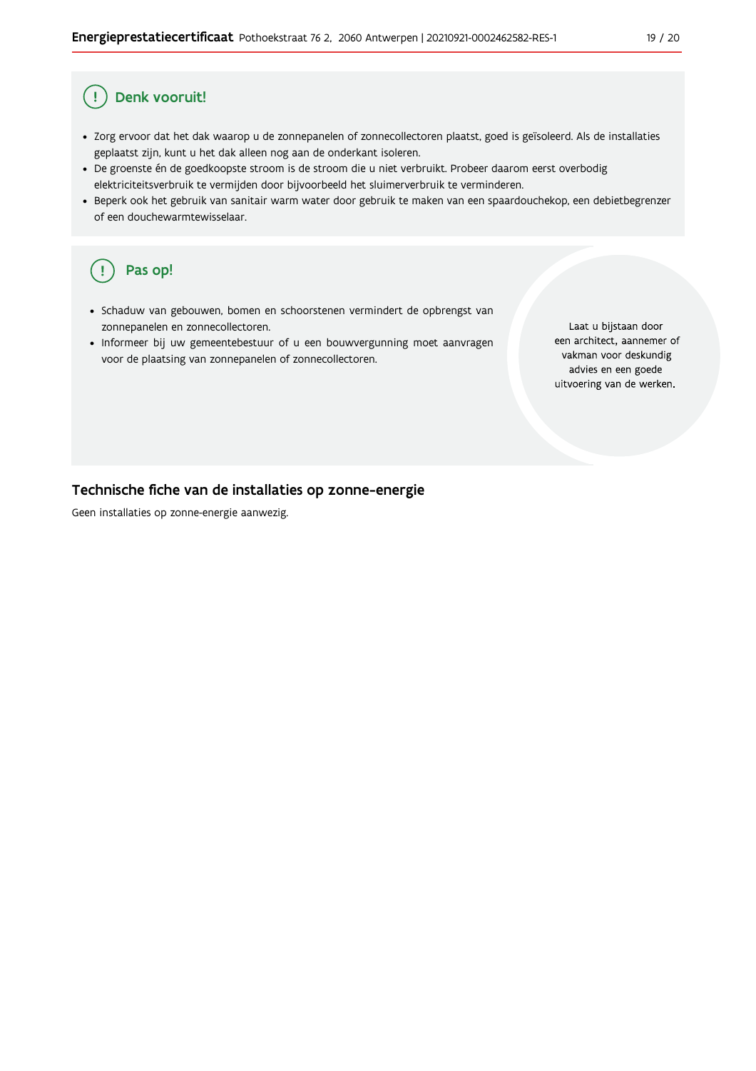## ! Denk vooruit!

- Zorg ervoor dat het dak waarop u de zonnepanelen of zonnecollectoren plaatst, goed is geïsoleerd. Als de installaties geplaatst zijn, kunt u het dak alleen nog aan de onderkant isoleren.
- De groenste én de goedkoopste stroom is de stroom die u niet verbruikt. Probeer daarom eerst overbodig elektriciteitsverbruik te vermijden door bijvoorbeeld het sluimerverbruik te verminderen.
- Beperk ook het gebruik van sanitair warm water door gebruik te maken van een spaardouchekop, een debietbegrenzer of een douchewarmtewisselaar.

## ! Pas op!

- Schaduw van gebouwen, bomen en schoorstenen vermindert de opbrengst van zonnepanelen en zonnecollectoren.
- Informeer bij uw gemeentebestuur of u een bouwvergunning moet aanvragen voor de plaatsing van zonnepanelen of zonnecollectoren.

Laat u bijstaan door een architect, aannemer of vakman voor deskundig advies en een goede uitvoering van de werken.

## Technische fiche van de installaties op zonne-energie

Geen installaties op zonne-energie aanwezig.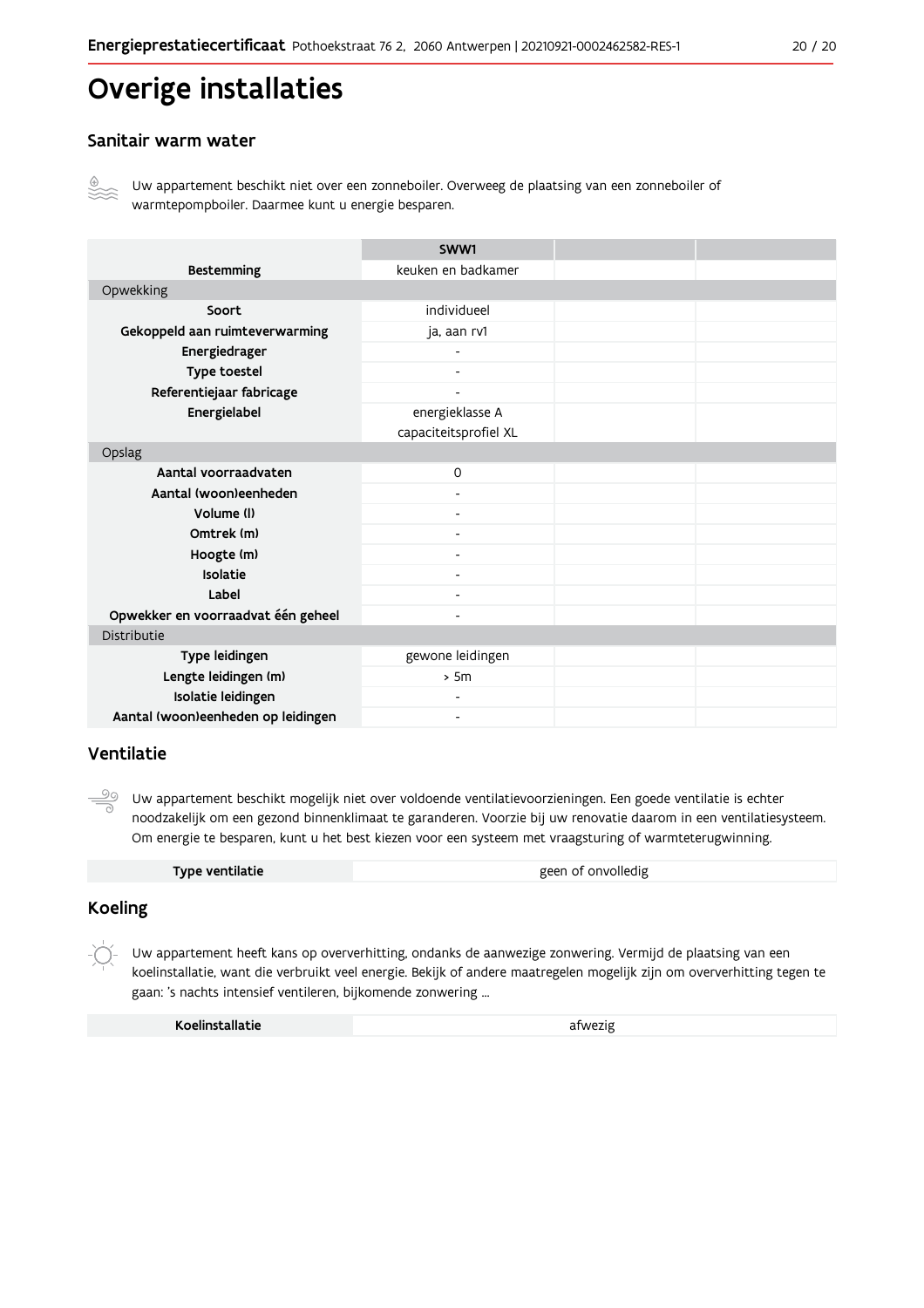# Overige installaties

## Sanitair warm water

Uw appartement beschikt niet over een zonneboiler. Overweeg de plaatsing van een zonneboiler of warmtepompboiler. Daarmee kunt u energie besparen.

| | SWW1 | | |
|---|---|---|---|
| **Bestemming** | keuken en badkamer | | |
| Opwekking | | | |
| **Soort** | individueel | | |
| **Gekoppeld aan ruimteverwarming** | ja, aan rv1 | | |
| **Energiedrager** | - | | |
| **Type toestel** | - | | |
| **Referentiejaar fabricage** | - | | |
| **Energielabel** | energieklasse A capaciteitsprofiel XL | | |
| Opslag | | | |
| **Aantal voorraadvaten** | 0 | | |
| **Aantal (woon)eenheden** | - | | |
| **Volume (l)** | - | | |
| **Omtrek (m)** | - | | |
| **Hoogte (m)** | - | | |
| **Isolatie** | - | | |
| **Label** | - | | |
| **Opwekker en voorraadvat één geheel** | - | | |
| Distributie | | | |
| **Type leidingen** | gewone leidingen | | |
| **Lengte leidingen (m)** | > 5m | | |
| **Isolatie leidingen** | - | | |
| **Aantal (woon)eenheden op leidingen** | - | | |

## Ventilatie

Uw appartement beschikt mogelijk niet over voldoende ventilatievoorzieningen. Een goede ventilatie is echter noodzakelijk om een gezond binnenklimaat te garanderen. Voorzie bij uw renovatie daarom in een ventilatiesysteem. Om energie te besparen, kunt u het best kiezen voor een systeem met vraagsturing of warmteterugwinning.

| | |
|---|---|
| **Type ventilatie** | geen of onvolledig |

## Koeling

Uw appartement heeft kans op oververhitting, ondanks de aanwezige zonwering. Vermijd de plaatsing van een koelinstallatie, want die verbruikt veel energie. Bekijk of andere maatregelen mogelijk zijn om oververhitting tegen te gaan: 's nachts intensief ventileren, bijkomende zonwering ...

| | |
|---|---|
| **Koelinstallatie** | afwezig |